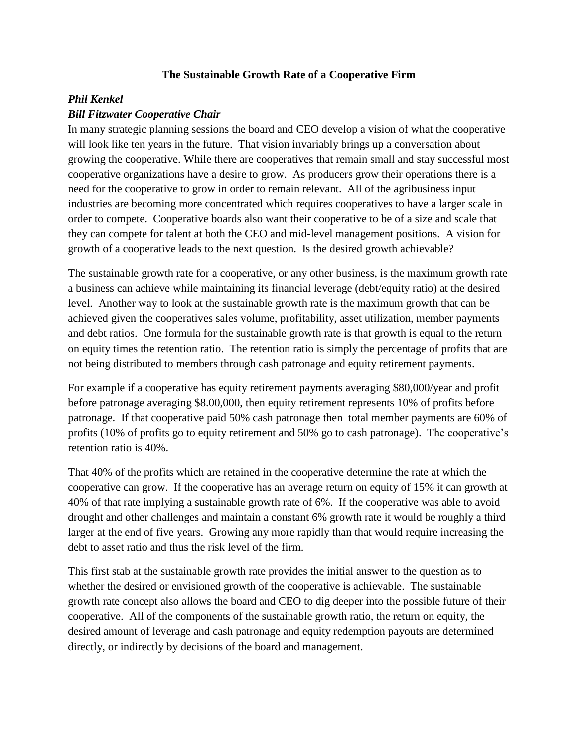**The Sustainable Growth Rate of a Cooperative Firm**

***Phil Kenkel***

***Bill Fitzwater Cooperative Chair***

In many strategic planning sessions the board and CEO develop a vision of what the cooperative will look like ten years in the future. That vision invariably brings up a conversation about growing the cooperative. While there are cooperatives that remain small and stay successful most cooperative organizations have a desire to grow. As producers grow their operations there is a need for the cooperative to grow in order to remain relevant. All of the agribusiness input industries are becoming more concentrated which requires cooperatives to have a larger scale in order to compete. Cooperative boards also want their cooperative to be of a size and scale that they can compete for talent at both the CEO and mid-level management positions. A vision for growth of a cooperative leads to the next question. Is the desired growth achievable?

The sustainable growth rate for a cooperative, or any other business, is the maximum growth rate a business can achieve while maintaining its financial leverage (debt/equity ratio) at the desired level. Another way to look at the sustainable growth rate is the maximum growth that can be achieved given the cooperatives sales volume, profitability, asset utilization, member payments and debt ratios. One formula for the sustainable growth rate is that growth is equal to the return on equity times the retention ratio. The retention ratio is simply the percentage of profits that are not being distributed to members through cash patronage and equity retirement payments.

For example if a cooperative has equity retirement payments averaging $80,000/year and profit before patronage averaging $8.00,000, then equity retirement represents 10% of profits before patronage. If that cooperative paid 50% cash patronage then total member payments are 60% of profits (10% of profits go to equity retirement and 50% go to cash patronage). The cooperative's retention ratio is 40%.

That 40% of the profits which are retained in the cooperative determine the rate at which the cooperative can grow. If the cooperative has an average return on equity of 15% it can growth at 40% of that rate implying a sustainable growth rate of 6%. If the cooperative was able to avoid drought and other challenges and maintain a constant 6% growth rate it would be roughly a third larger at the end of five years. Growing any more rapidly than that would require increasing the debt to asset ratio and thus the risk level of the firm.

This first stab at the sustainable growth rate provides the initial answer to the question as to whether the desired or envisioned growth of the cooperative is achievable. The sustainable growth rate concept also allows the board and CEO to dig deeper into the possible future of their cooperative. All of the components of the sustainable growth ratio, the return on equity, the desired amount of leverage and cash patronage and equity redemption payouts are determined directly, or indirectly by decisions of the board and management.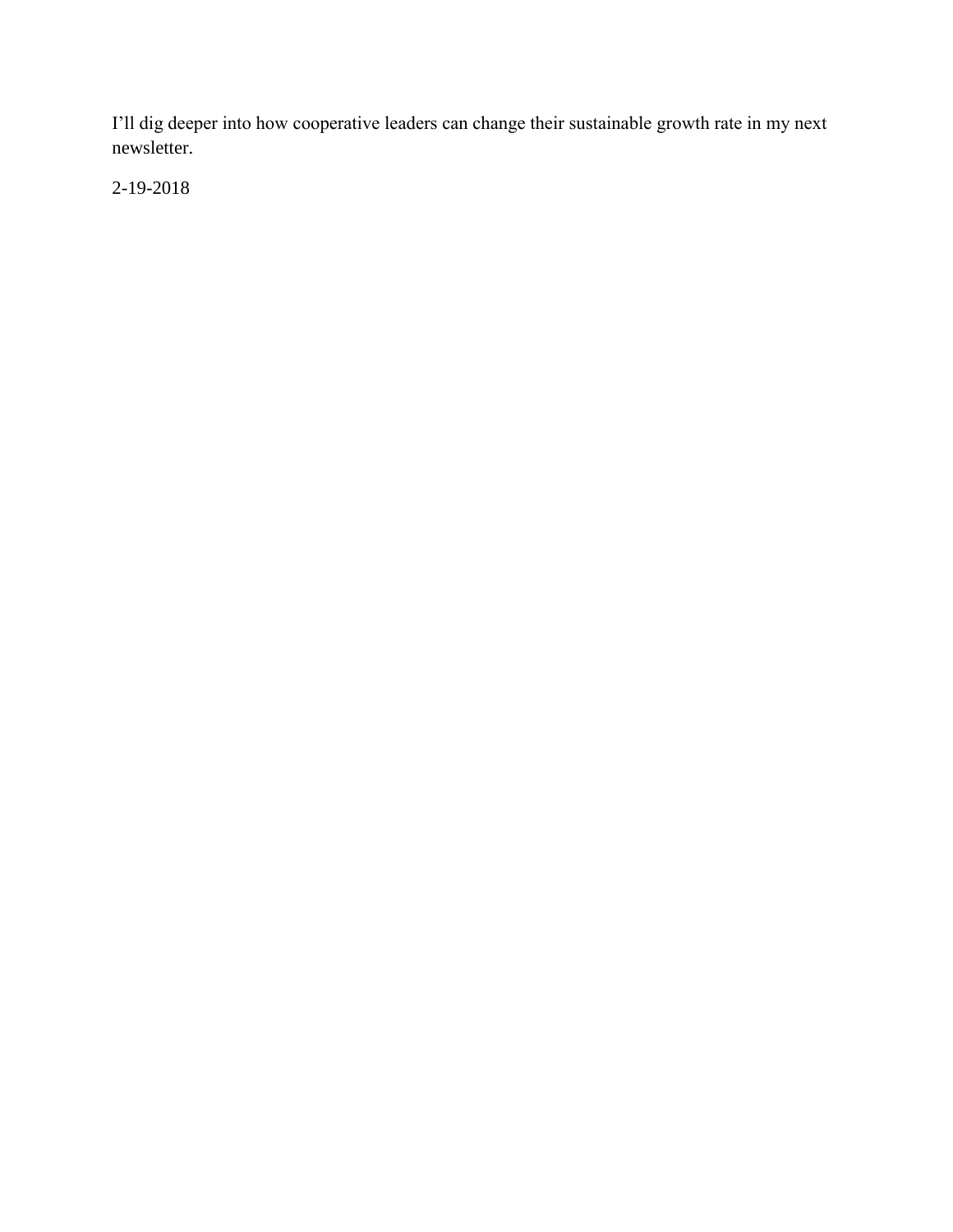I’ll dig deeper into how cooperative leaders can change their sustainable growth rate in my next newsletter.

2-19-2018